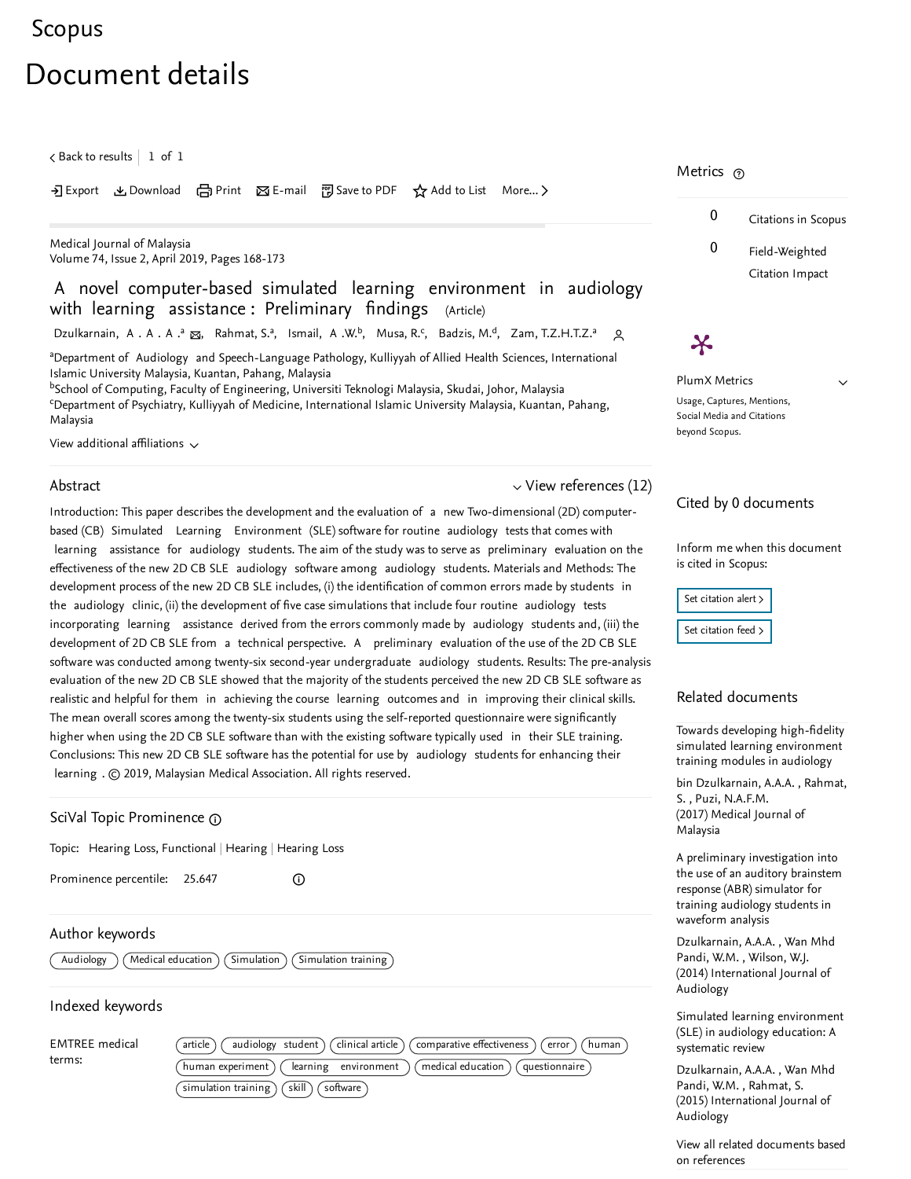Scopus

# Document details

< Back to results | 1 of 1

Export Download Print E-mail Save to PDF Add to List More... >

Medical Journal of Malaysia
Volume 74, Issue 2, April 2019, Pages 168-173

## A novel computer-based simulated learning environment in audiology with learning assistance: Preliminary findings (Article)

Dzulkarnain, A.A.A.[a], Rahmat, S.[a], Ismail, A.W.[b], Musa, R.[c], Badzis, M.[d], Zam, T.Z.H.T.Z.[a]

[a]Department of Audiology and Speech-Language Pathology, Kulliyyah of Allied Health Sciences, International Islamic University Malaysia, Kuantan, Pahang, Malaysia
[b]School of Computing, Faculty of Engineering, Universiti Teknologi Malaysia, Skudai, Johor, Malaysia
[c]Department of Psychiatry, Kulliyyah of Medicine, International Islamic University Malaysia, Kuantan, Pahang, Malaysia

View additional affiliations

### Abstract

View references (12)

Introduction: This paper describes the development and the evaluation of a new Two-dimensional (2D) computer-based (CB) Simulated Learning Environment (SLE) software for routine audiology tests that comes with learning assistance for audiology students. The aim of the study was to serve as preliminary evaluation on the effectiveness of the new 2D CB SLE audiology software among audiology students. Materials and Methods: The development process of the new 2D CB SLE includes, (i) the identification of common errors made by students in the audiology clinic, (ii) the development of five case simulations that include four routine audiology tests incorporating learning assistance derived from the errors commonly made by audiology students and, (iii) the development of 2D CB SLE from a technical perspective. A preliminary evaluation of the use of the 2D CB SLE software was conducted among twenty-six second-year undergraduate audiology students. Results: The pre-analysis evaluation of the new 2D CB SLE showed that the majority of the students perceived the new 2D CB SLE software as realistic and helpful for them in achieving the course learning outcomes and in improving their clinical skills. The mean overall scores among the twenty-six students using the self-reported questionnaire were significantly higher when using the 2D CB SLE software than with the existing software typically used in their SLE training. Conclusions: This new 2D CB SLE software has the potential for use by audiology students for enhancing their learning . © 2019, Malaysian Medical Association. All rights reserved.

### SciVal Topic Prominence

Topic: Hearing Loss, Functional | Hearing | Hearing Loss

Prominence percentile: 25.647

### Author keywords

Audiology | Medical education | Simulation | Simulation training

### Indexed keywords

EMTREE medical terms: article | audiology student | clinical article | comparative effectiveness | error | human | human experiment | learning environment | medical education | questionnaire | simulation training | skill | software

### Metrics

0 Citations in Scopus

0 Field-Weighted Citation Impact

PlumX Metrics

Usage, Captures, Mentions, Social Media and Citations beyond Scopus.

### Cited by 0 documents

Inform me when this document is cited in Scopus:

Set citation alert >

Set citation feed >

### Related documents

Towards developing high-fidelity simulated learning environment training modules in audiology

bin Dzulkarnain, A.A.A. , Rahmat, S. , Puzi, N.A.F.M.
(2017) Medical Journal of Malaysia

A preliminary investigation into the use of an auditory brainstem response (ABR) simulator for training audiology students in waveform analysis

Dzulkarnain, A.A.A. , Wan Mhd Pandi, W.M. , Wilson, W.J.
(2014) International Journal of Audiology

Simulated learning environment (SLE) in audiology education: A systematic review

Dzulkarnain, A.A.A. , Wan Mhd Pandi, W.M. , Rahmat, S.
(2015) International Journal of Audiology

View all related documents based on references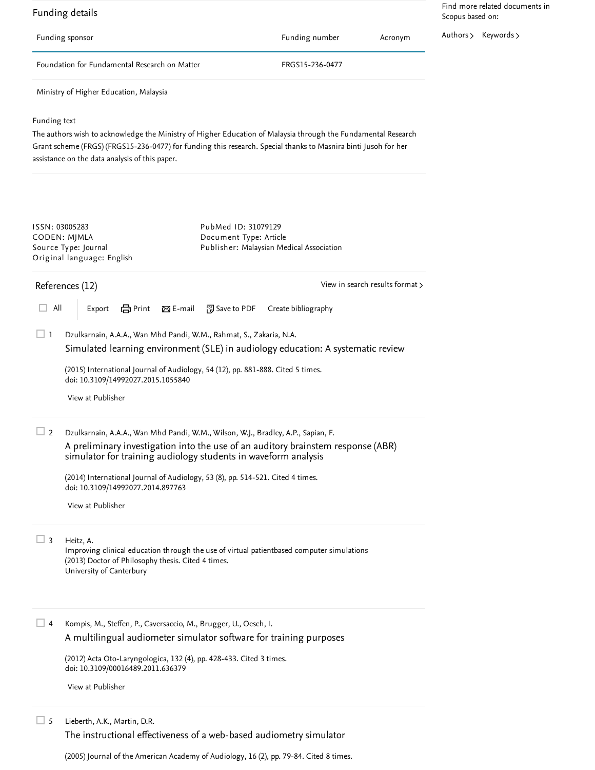## Funding details

| Funding sponsor | Funding number | Acronym |
| --- | --- | --- |
| Foundation for Fundamental Research on Matter | FRGS15-236-0477 | |
| Ministry of Higher Education, Malaysia | | |

Funding text

The authors wish to acknowledge the Ministry of Higher Education of Malaysia through the Fundamental Research Grant scheme (FRGS) (FRGS15-236-0477) for funding this research. Special thanks to Masnira binti Jusoh for her assistance on the data analysis of this paper.

Find more related documents in Scopus based on:

Authors > Keywords >

ISSN: 03005283
CODEN: MJMLA
Source Type: Journal
Original language: English

PubMed ID: 31079129
Document Type: Article
Publisher: Malaysian Medical Association

## References (12)

View in search results format >

All | Export | Print | E-mail | Save to PDF | Create bibliography

1. Dzulkarnain, A.A.A., Wan Mhd Pandi, W.M., Rahmat, S., Zakaria, N.A.
   **Simulated learning environment (SLE) in audiology education: A systematic review**
   (2015) International Journal of Audiology, 54 (12), pp. 881-888. Cited 5 times.
   doi: 10.3109/14992027.2015.1055840
   View at Publisher

2. Dzulkarnain, A.A.A., Wan Mhd Pandi, W.M., Wilson, W.J., Bradley, A.P., Sapian, F.
   **A preliminary investigation into the use of an auditory brainstem response (ABR) simulator for training audiology students in waveform analysis**
   (2014) International Journal of Audiology, 53 (8), pp. 514-521. Cited 4 times.
   doi: 10.3109/14992027.2014.897763
   View at Publisher

3. Heitz, A.
   Improving clinical education through the use of virtual patientbased computer simulations
   (2013) Doctor of Philosophy thesis. Cited 4 times.
   University of Canterbury

4. Kompis, M., Steffen, P., Caversaccio, M., Brugger, U., Oesch, I.
   **A multilingual audiometer simulator software for training purposes**
   (2012) Acta Oto-Laryngologica, 132 (4), pp. 428-433. Cited 3 times.
   doi: 10.3109/00016489.2011.636379
   View at Publisher

5. Lieberth, A.K., Martin, D.R.
   **The instructional effectiveness of a web-based audiometry simulator**
   (2005) Journal of the American Academy of Audiology, 16 (2), pp. 79-84. Cited 8 times.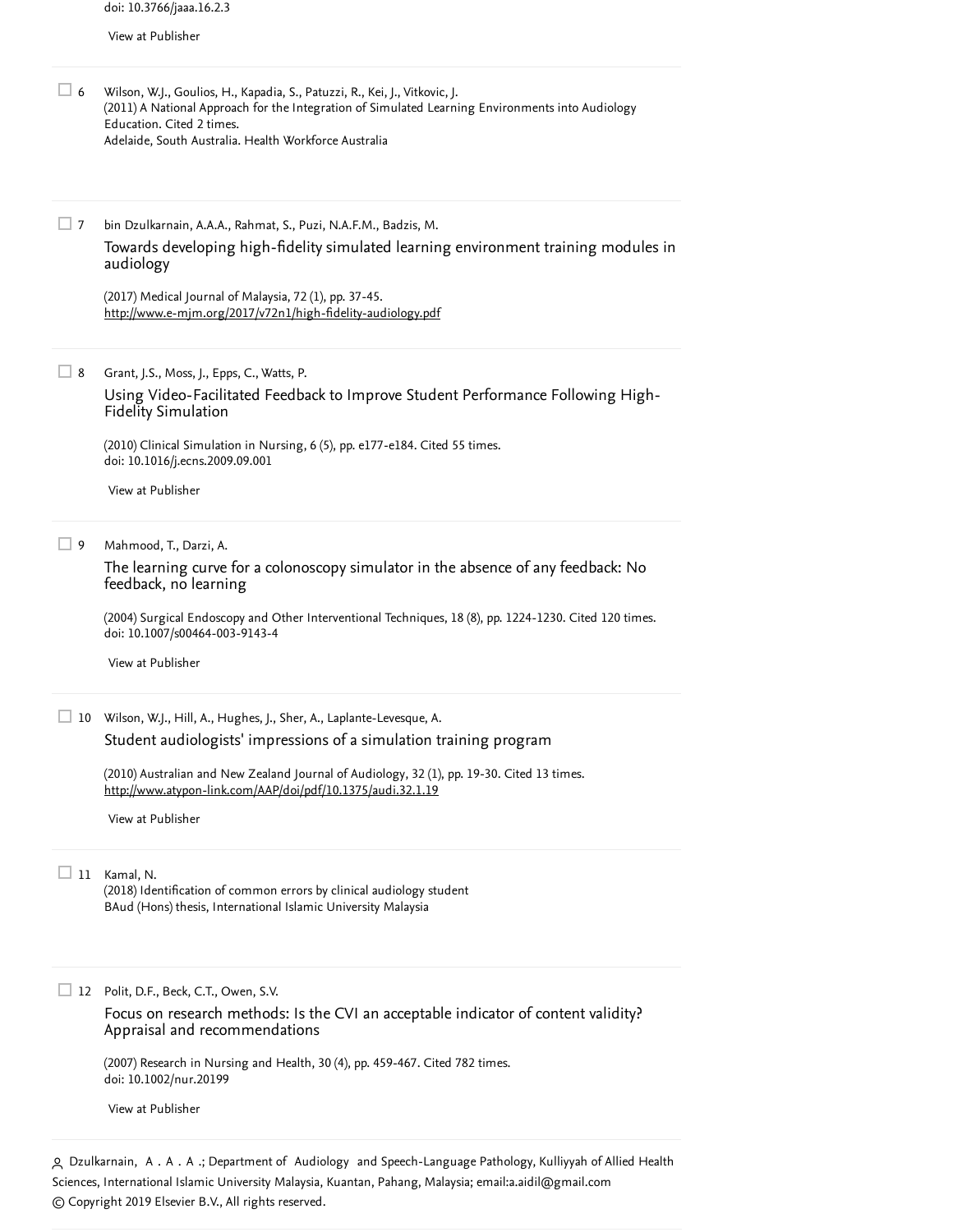doi: 10.3766/jaaa.16.2.3

View at Publisher

6 Wilson, W.J., Goulios, H., Kapadia, S., Patuzzi, R., Kei, J., Vitkovic, J.
(2011) A National Approach for the Integration of Simulated Learning Environments into Audiology Education. Cited 2 times.
Adelaide, South Australia. Health Workforce Australia

7 bin Dzulkarnain, A.A.A., Rahmat, S., Puzi, N.A.F.M., Badzis, M.
Towards developing high-fidelity simulated learning environment training modules in audiology
(2017) Medical Journal of Malaysia, 72 (1), pp. 37-45.
http://www.e-mjm.org/2017/v72n1/high-fidelity-audiology.pdf

8 Grant, J.S., Moss, J., Epps, C., Watts, P.
Using Video-Facilitated Feedback to Improve Student Performance Following High-Fidelity Simulation
(2010) Clinical Simulation in Nursing, 6 (5), pp. e177-e184. Cited 55 times.
doi: 10.1016/j.ecns.2009.09.001

View at Publisher

9 Mahmood, T., Darzi, A.
The learning curve for a colonoscopy simulator in the absence of any feedback: No feedback, no learning
(2004) Surgical Endoscopy and Other Interventional Techniques, 18 (8), pp. 1224-1230. Cited 120 times.
doi: 10.1007/s00464-003-9143-4

View at Publisher

10 Wilson, W.J., Hill, A., Hughes, J., Sher, A., Laplante-Levesque, A.
Student audiologists' impressions of a simulation training program
(2010) Australian and New Zealand Journal of Audiology, 32 (1), pp. 19-30. Cited 13 times.
http://www.atypon-link.com/AAP/doi/pdf/10.1375/audi.32.1.19

View at Publisher

11 Kamal, N.
(2018) Identification of common errors by clinical audiology student
BAud (Hons) thesis, International Islamic University Malaysia

12 Polit, D.F., Beck, C.T., Owen, S.V.
Focus on research methods: Is the CVI an acceptable indicator of content validity? Appraisal and recommendations
(2007) Research in Nursing and Health, 30 (4), pp. 459-467. Cited 782 times.
doi: 10.1002/nur.20199

View at Publisher

Dzulkarnain, A . A . A .; Department of Audiology and Speech-Language Pathology, Kulliyyah of Allied Health Sciences, International Islamic University Malaysia, Kuantan, Pahang, Malaysia; email:a.aidil@gmail.com
© Copyright 2019 Elsevier B.V., All rights reserved.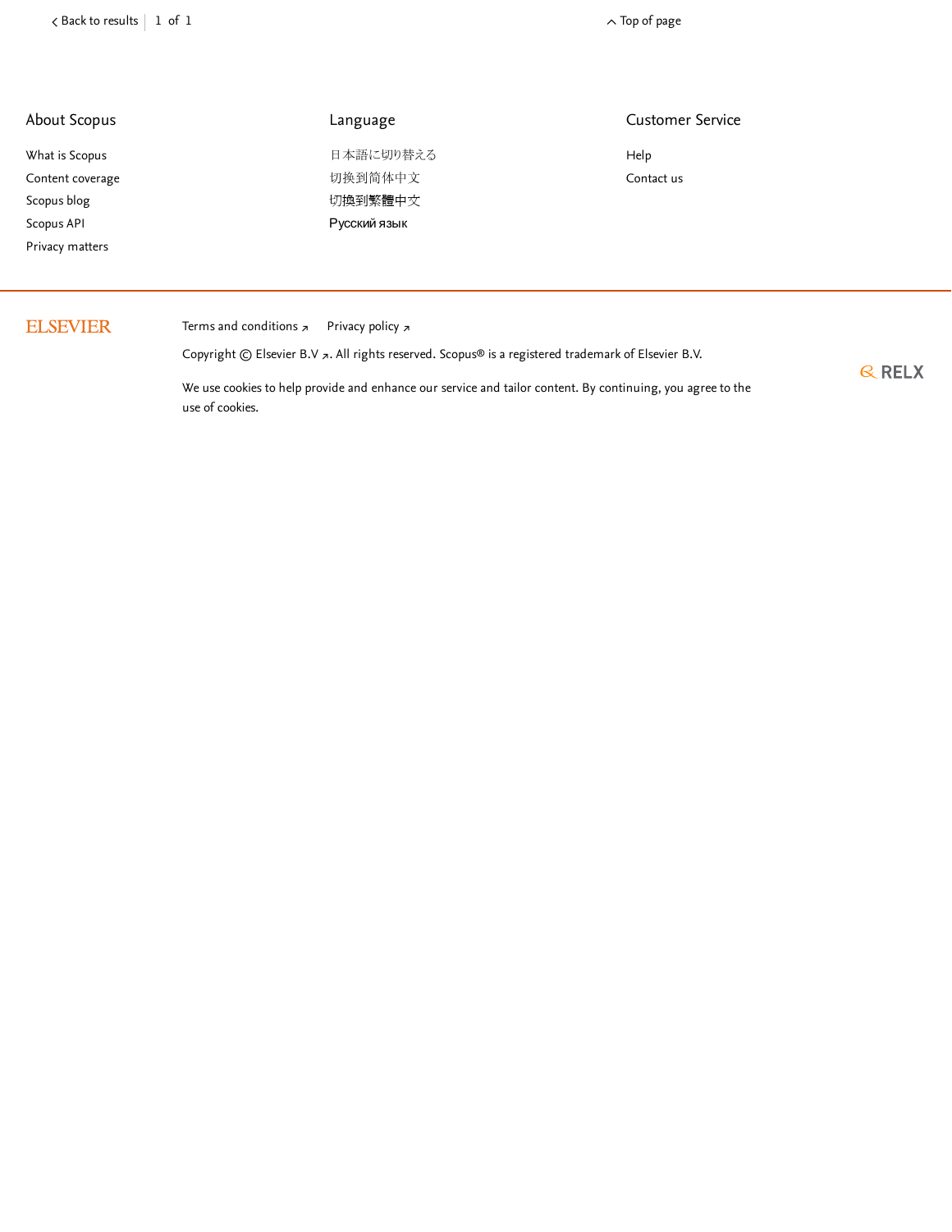Back to results | 1 of 1

Top of page

## About Scopus

- What is Scopus
- Content coverage
- Scopus blog
- Scopus API
- Privacy matters

## Language

- 日本語に切り替える
- 切换到简体中文
- 切換到繁體中文
- Русский язык

## Customer Service

- Help
- Contact us

ELSEVIER

Terms and conditions ↗ Privacy policy ↗

Copyright © Elsevier B.V ↗. All rights reserved. Scopus® is a registered trademark of Elsevier B.V.

We use cookies to help provide and enhance our service and tailor content. By continuing, you agree to the use of cookies.

RELX